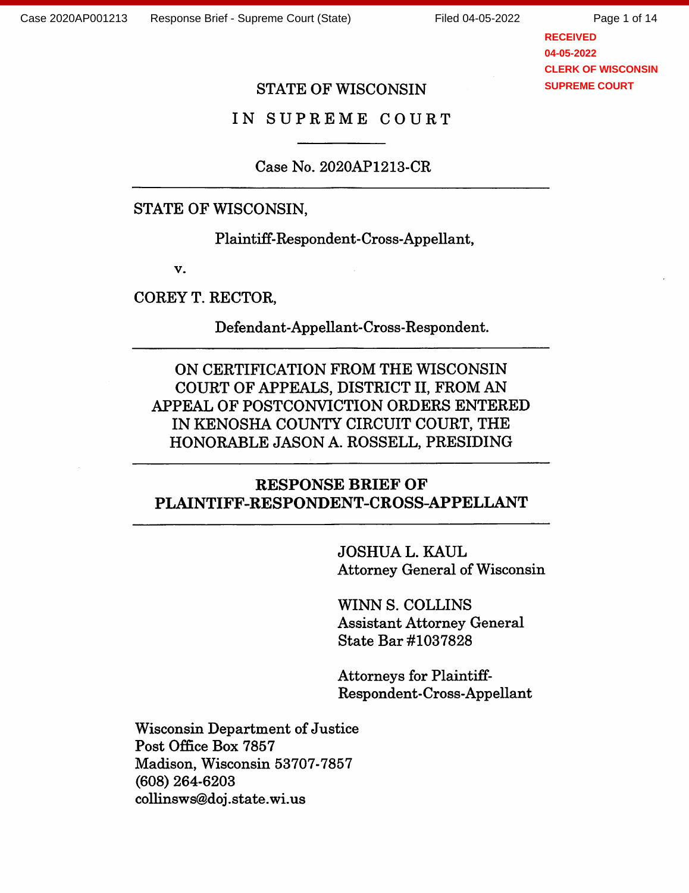STATE OF WISCONSIN

IN SUPREME COURT

Case No. 2020AP1213-CR

---

STATE OF WISCONSIN,

Plaintiff-Respondent-Cross-Appellant,

v.

COREY T. RECTOR,

Defendant-Appellant-Cross-Respondent.

---

ON CERTIFICATION FROM THE WISCONSIN COURT OF APPEALS, DISTRICT II, FROM AN APPEAL OF POSTCONVICTION ORDERS ENTERED IN KENOSHA COUNTY CIRCUIT COURT, THE HONORABLE JASON A. ROSSELL, PRESIDING

---

**RESPONSE BRIEF OF PLAINTIFF-RESPONDENT-CROSS-APPELLANT**

---

JOSHUA L. KAUL
Attorney General of Wisconsin

WINN S. COLLINS
Assistant Attorney General
State Bar #1037828

Attorneys for Plaintiff-Respondent-Cross-Appellant

Wisconsin Department of Justice
Post Office Box 7857
Madison, Wisconsin 53707-7857
(608) 264-6203
collinsws@doj.state.wi.us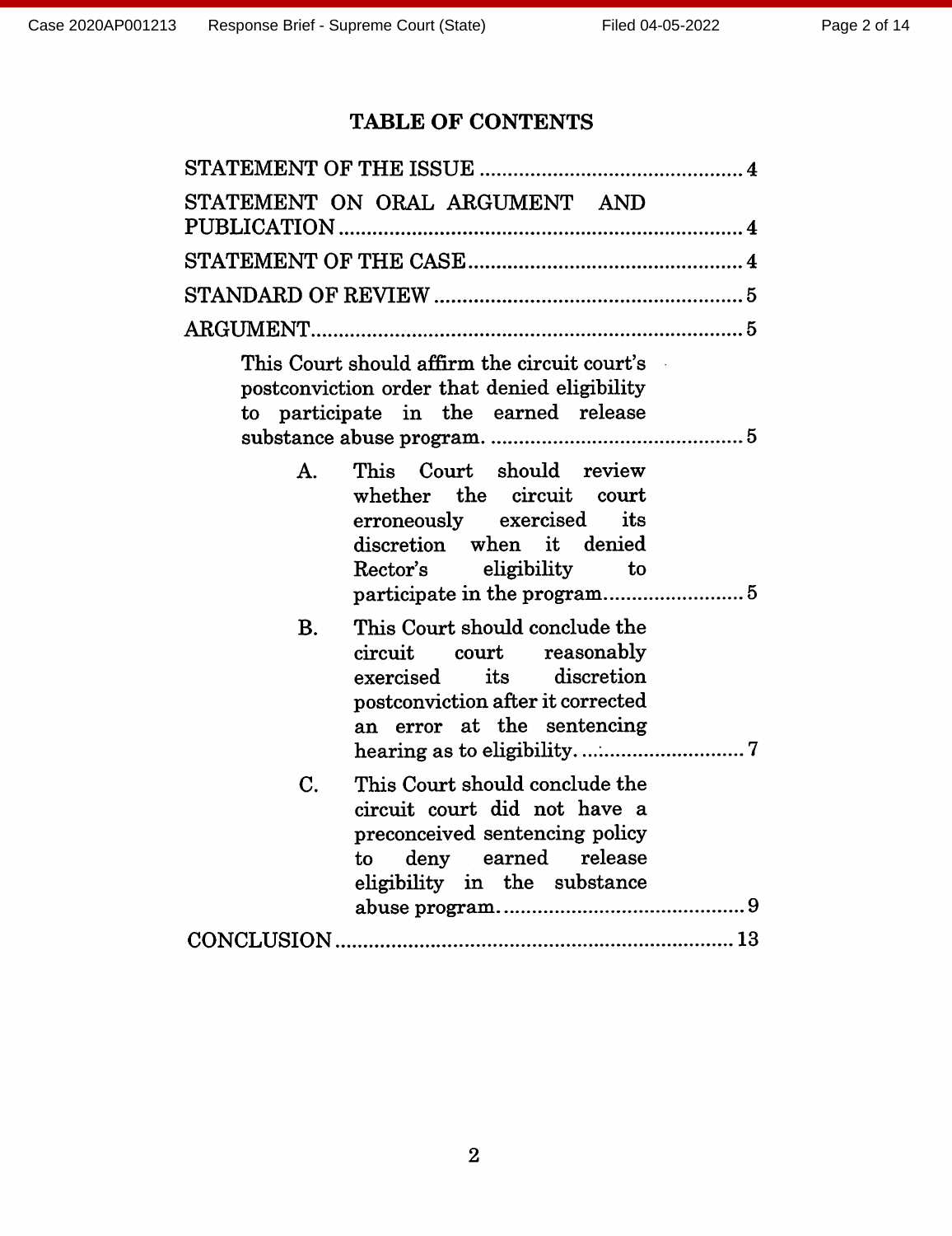# TABLE OF CONTENTS

STATEMENT OF THE ISSUE ............................................. 4

STATEMENT ON ORAL ARGUMENT AND PUBLICATION ....................................................................... 4

STATEMENT OF THE CASE ................................................ 4

STANDARD OF REVIEW ...................................................... 5

ARGUMENT ........................................................................... 5

- This Court should affirm the circuit court's postconviction order that denied eligibility to participate in the earned release substance abuse program. ............................................. 5
  - A. This Court should review whether the circuit court erroneously exercised its discretion when it denied Rector's eligibility to participate in the program ......................... 5
  - B. This Court should conclude the circuit court reasonably exercised its discretion postconviction after it corrected an error at the sentencing hearing as to eligibility. ............................... 7
  - C. This Court should conclude the circuit court did not have a preconceived sentencing policy to deny earned release eligibility in the substance abuse program. ............................................ 9

CONCLUSION ....................................................................... 13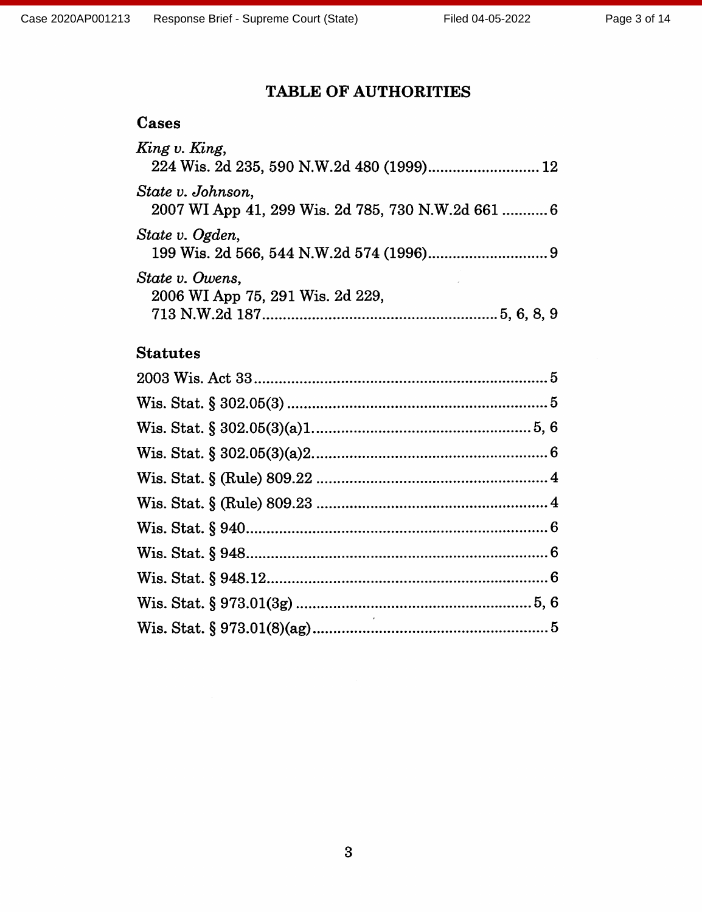## TABLE OF AUTHORITIES

### Cases

*King v. King*,
224 Wis. 2d 235, 590 N.W.2d 480 (1999) .......... 12

*State v. Johnson*,
2007 WI App 41, 299 Wis. 2d 785, 730 N.W.2d 661 .......... 6

*State v. Ogden*,
199 Wis. 2d 566, 544 N.W.2d 574 (1996) .......... 9

*State v. Owens*,
2006 WI App 75, 291 Wis. 2d 229,
713 N.W.2d 187 .......... 5, 6, 8, 9

### Statutes

2003 Wis. Act 33 .......... 5

Wis. Stat. § 302.05(3) .......... 5

Wis. Stat. § 302.05(3)(a)1. .......... 5, 6

Wis. Stat. § 302.05(3)(a)2. .......... 6

Wis. Stat. § (Rule) 809.22 .......... 4

Wis. Stat. § (Rule) 809.23 .......... 4

Wis. Stat. § 940 .......... 6

Wis. Stat. § 948 .......... 6

Wis. Stat. § 948.12 .......... 6

Wis. Stat. § 973.01(3g) .......... 5, 6

Wis. Stat. § 973.01(8)(ag) .......... 5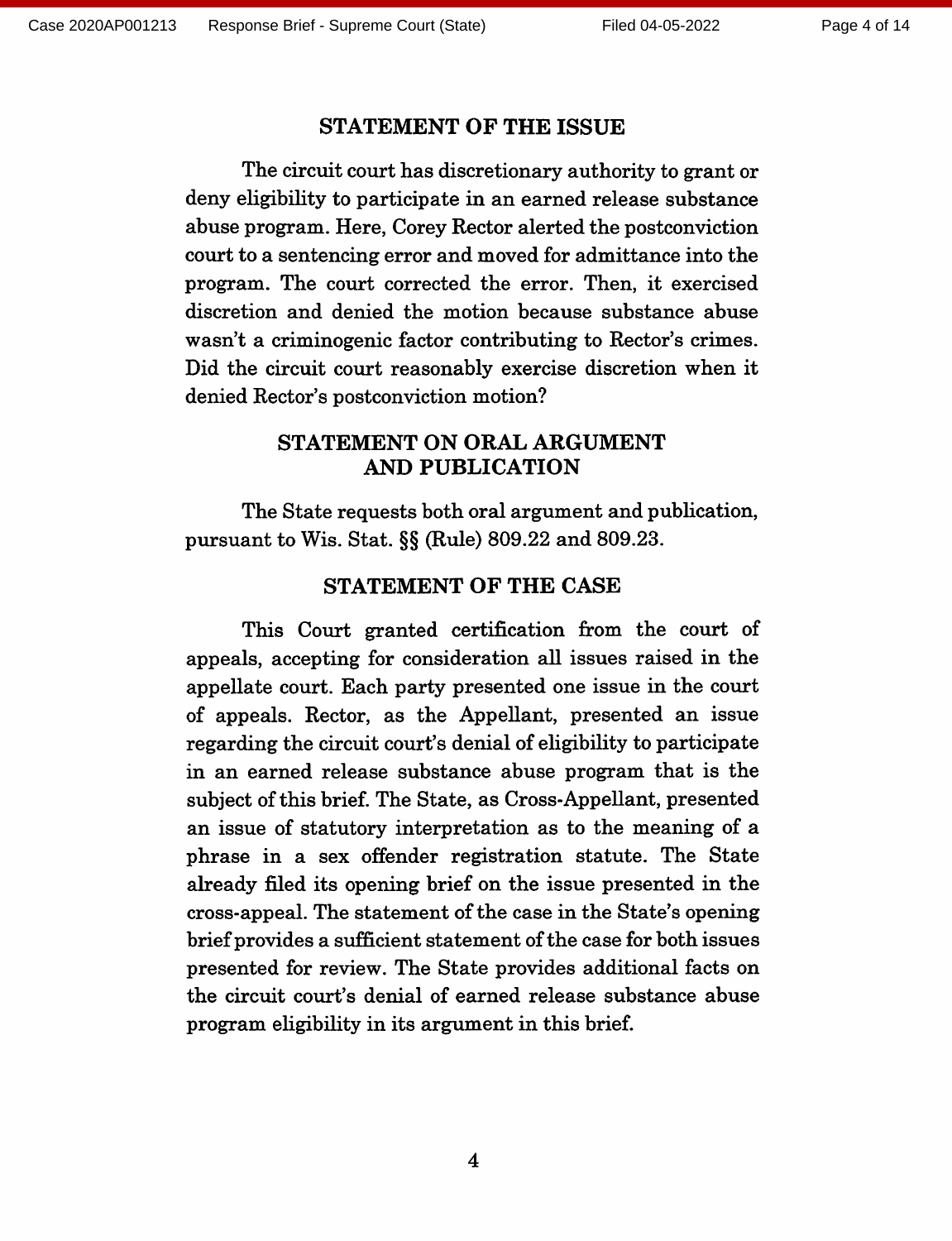## STATEMENT OF THE ISSUE

The circuit court has discretionary authority to grant or deny eligibility to participate in an earned release substance abuse program. Here, Corey Rector alerted the postconviction court to a sentencing error and moved for admittance into the program. The court corrected the error. Then, it exercised discretion and denied the motion because substance abuse wasn't a criminogenic factor contributing to Rector's crimes. Did the circuit court reasonably exercise discretion when it denied Rector's postconviction motion?

## STATEMENT ON ORAL ARGUMENT AND PUBLICATION

The State requests both oral argument and publication, pursuant to Wis. Stat. §§ (Rule) 809.22 and 809.23.

## STATEMENT OF THE CASE

This Court granted certification from the court of appeals, accepting for consideration all issues raised in the appellate court. Each party presented one issue in the court of appeals. Rector, as the Appellant, presented an issue regarding the circuit court's denial of eligibility to participate in an earned release substance abuse program that is the subject of this brief. The State, as Cross-Appellant, presented an issue of statutory interpretation as to the meaning of a phrase in a sex offender registration statute. The State already filed its opening brief on the issue presented in the cross-appeal. The statement of the case in the State's opening brief provides a sufficient statement of the case for both issues presented for review. The State provides additional facts on the circuit court's denial of earned release substance abuse program eligibility in its argument in this brief.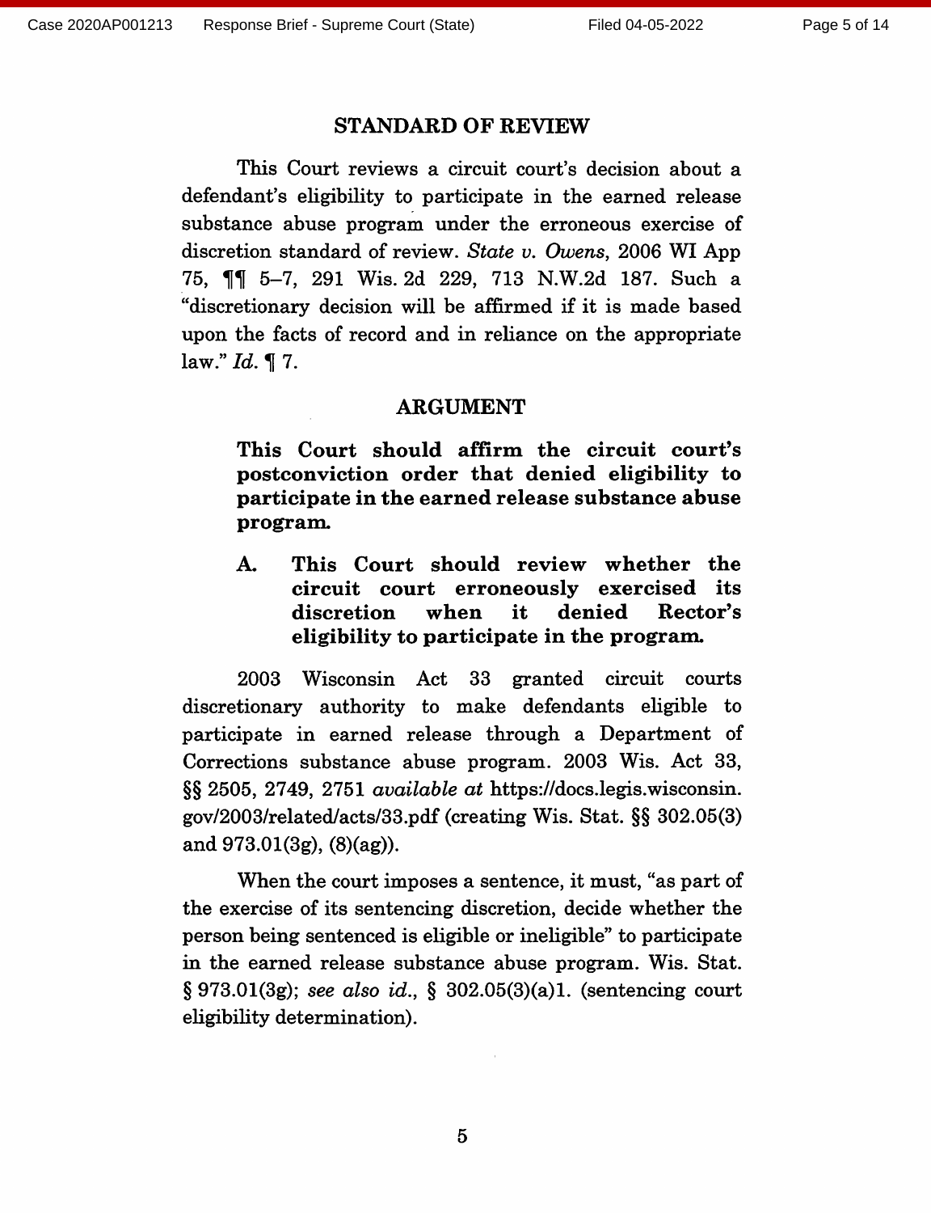## STANDARD OF REVIEW

This Court reviews a circuit court's decision about a defendant's eligibility to participate in the earned release substance abuse program under the erroneous exercise of discretion standard of review. *State v. Owens*, 2006 WI App 75, ¶¶ 5–7, 291 Wis. 2d 229, 713 N.W.2d 187. Such a "discretionary decision will be affirmed if it is made based upon the facts of record and in reliance on the appropriate law." *Id.* ¶ 7.

## ARGUMENT

**This Court should affirm the circuit court's postconviction order that denied eligibility to participate in the earned release substance abuse program.**

**A. This Court should review whether the circuit court erroneously exercised its discretion when it denied Rector's eligibility to participate in the program.**

2003 Wisconsin Act 33 granted circuit courts discretionary authority to make defendants eligible to participate in earned release through a Department of Corrections substance abuse program. 2003 Wis. Act 33, §§ 2505, 2749, 2751 *available at* https://docs.legis.wisconsin.gov/2003/related/acts/33.pdf (creating Wis. Stat. §§ 302.05(3) and 973.01(3g), (8)(ag)).

When the court imposes a sentence, it must, "as part of the exercise of its sentencing discretion, decide whether the person being sentenced is eligible or ineligible" to participate in the earned release substance abuse program. Wis. Stat. § 973.01(3g); *see also id.*, § 302.05(3)(a)1. (sentencing court eligibility determination).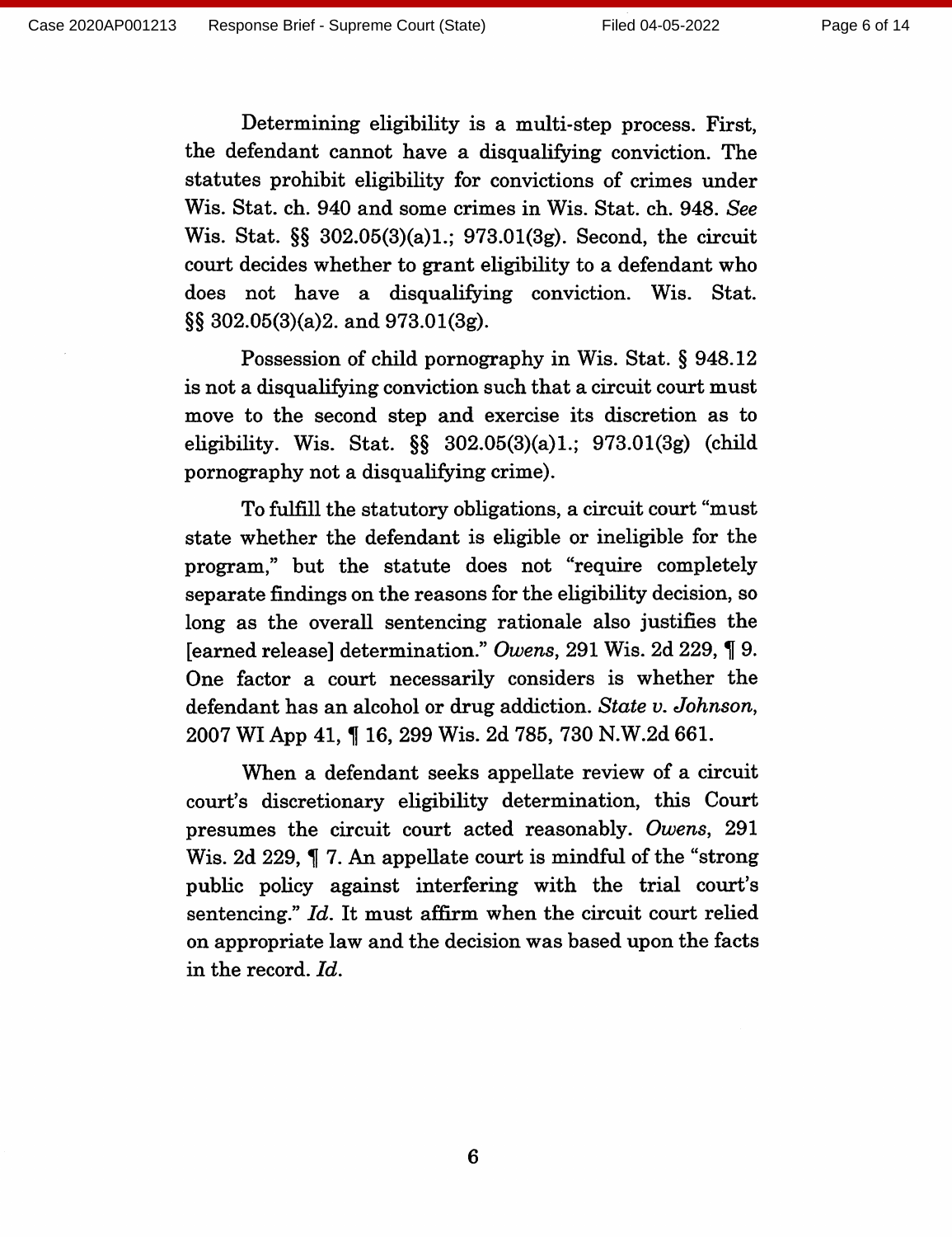Determining eligibility is a multi-step process. First, the defendant cannot have a disqualifying conviction. The statutes prohibit eligibility for convictions of crimes under Wis. Stat. ch. 940 and some crimes in Wis. Stat. ch. 948. *See* Wis. Stat. §§ 302.05(3)(a)1.; 973.01(3g). Second, the circuit court decides whether to grant eligibility to a defendant who does not have a disqualifying conviction. Wis. Stat. §§ 302.05(3)(a)2. and 973.01(3g).

Possession of child pornography in Wis. Stat. § 948.12 is not a disqualifying conviction such that a circuit court must move to the second step and exercise its discretion as to eligibility. Wis. Stat. §§ 302.05(3)(a)1.; 973.01(3g) (child pornography not a disqualifying crime).

To fulfill the statutory obligations, a circuit court "must state whether the defendant is eligible or ineligible for the program," but the statute does not "require completely separate findings on the reasons for the eligibility decision, so long as the overall sentencing rationale also justifies the [earned release] determination." *Owens*, 291 Wis. 2d 229, ¶ 9. One factor a court necessarily considers is whether the defendant has an alcohol or drug addiction. *State v. Johnson*, 2007 WI App 41, ¶ 16, 299 Wis. 2d 785, 730 N.W.2d 661.

When a defendant seeks appellate review of a circuit court's discretionary eligibility determination, this Court presumes the circuit court acted reasonably. *Owens*, 291 Wis. 2d 229, ¶ 7. An appellate court is mindful of the "strong public policy against interfering with the trial court's sentencing." *Id.* It must affirm when the circuit court relied on appropriate law and the decision was based upon the facts in the record. *Id.*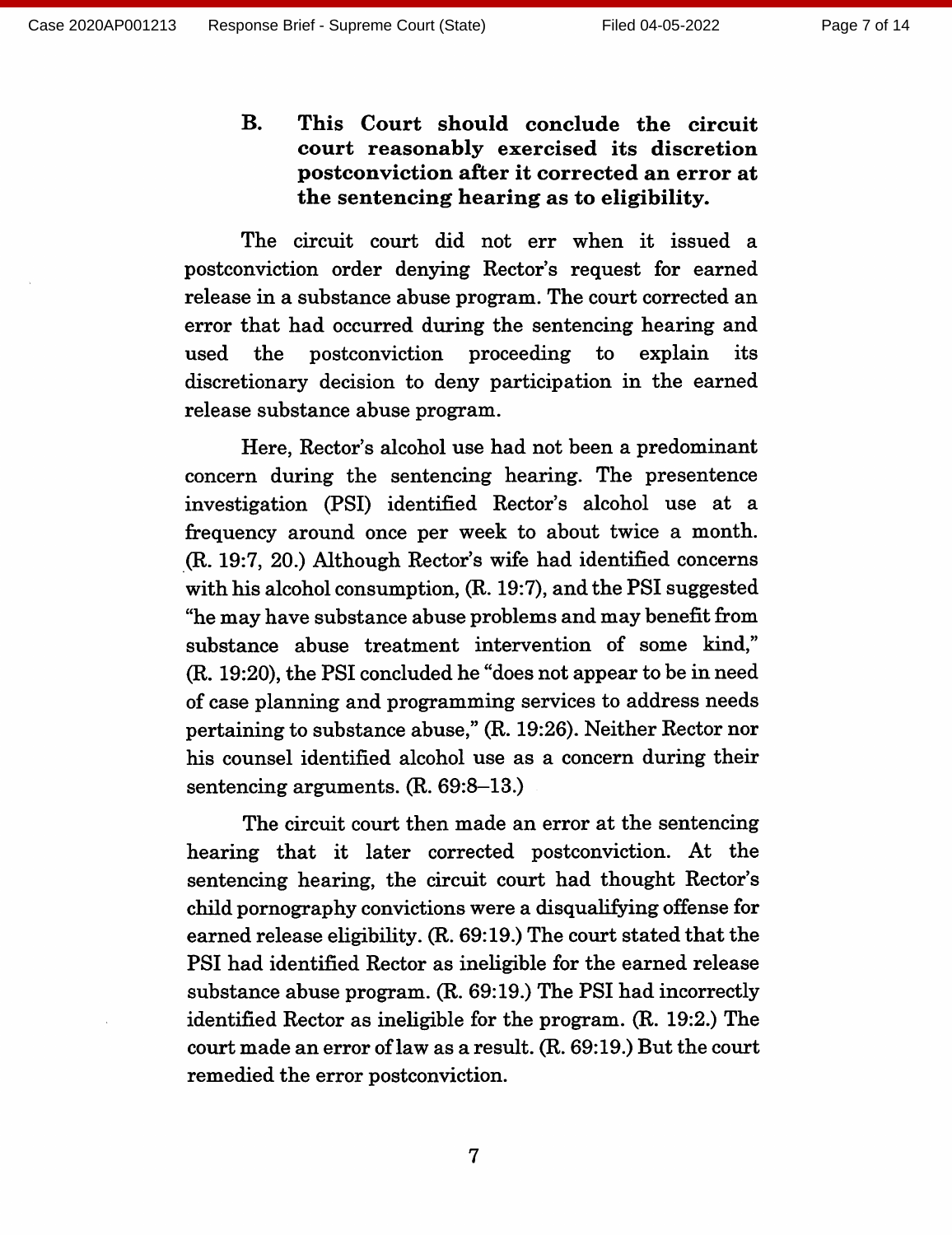### B. This Court should conclude the circuit court reasonably exercised its discretion postconviction after it corrected an error at the sentencing hearing as to eligibility.

The circuit court did not err when it issued a postconviction order denying Rector's request for earned release in a substance abuse program. The court corrected an error that had occurred during the sentencing hearing and used the postconviction proceeding to explain its discretionary decision to deny participation in the earned release substance abuse program.

Here, Rector's alcohol use had not been a predominant concern during the sentencing hearing. The presentence investigation (PSI) identified Rector's alcohol use at a frequency around once per week to about twice a month. (R. 19:7, 20.) Although Rector's wife had identified concerns with his alcohol consumption, (R. 19:7), and the PSI suggested "he may have substance abuse problems and may benefit from substance abuse treatment intervention of some kind," (R. 19:20), the PSI concluded he "does not appear to be in need of case planning and programming services to address needs pertaining to substance abuse," (R. 19:26). Neither Rector nor his counsel identified alcohol use as a concern during their sentencing arguments. (R. 69:8–13.)

The circuit court then made an error at the sentencing hearing that it later corrected postconviction. At the sentencing hearing, the circuit court had thought Rector's child pornography convictions were a disqualifying offense for earned release eligibility. (R. 69:19.) The court stated that the PSI had identified Rector as ineligible for the earned release substance abuse program. (R. 69:19.) The PSI had incorrectly identified Rector as ineligible for the program. (R. 19:2.) The court made an error of law as a result. (R. 69:19.) But the court remedied the error postconviction.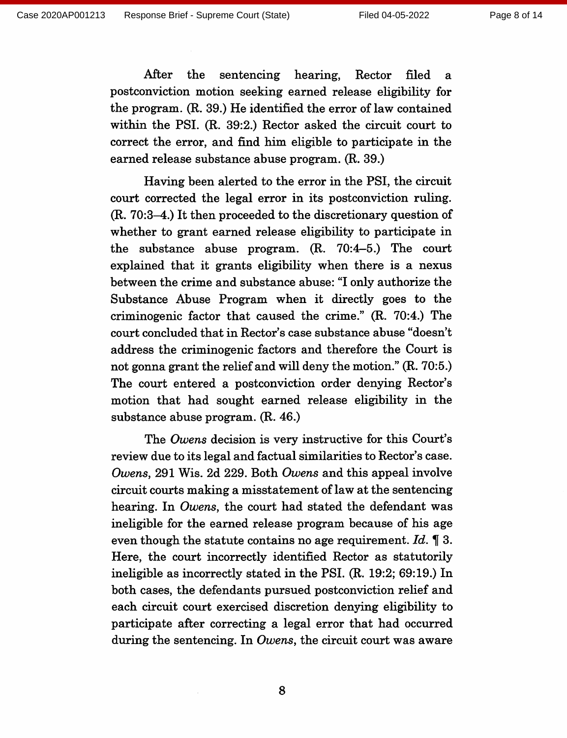After the sentencing hearing, Rector filed a postconviction motion seeking earned release eligibility for the program. (R. 39.) He identified the error of law contained within the PSI. (R. 39:2.) Rector asked the circuit court to correct the error, and find him eligible to participate in the earned release substance abuse program. (R. 39.)

Having been alerted to the error in the PSI, the circuit court corrected the legal error in its postconviction ruling. (R. 70:3–4.) It then proceeded to the discretionary question of whether to grant earned release eligibility to participate in the substance abuse program. (R. 70:4–5.) The court explained that it grants eligibility when there is a nexus between the crime and substance abuse: "I only authorize the Substance Abuse Program when it directly goes to the criminogenic factor that caused the crime." (R. 70:4.) The court concluded that in Rector's case substance abuse "doesn't address the criminogenic factors and therefore the Court is not gonna grant the relief and will deny the motion." (R. 70:5.) The court entered a postconviction order denying Rector's motion that had sought earned release eligibility in the substance abuse program. (R. 46.)

The *Owens* decision is very instructive for this Court's review due to its legal and factual similarities to Rector's case. *Owens*, 291 Wis. 2d 229. Both *Owens* and this appeal involve circuit courts making a misstatement of law at the sentencing hearing. In *Owens*, the court had stated the defendant was ineligible for the earned release program because of his age even though the statute contains no age requirement. *Id.* ¶ 3. Here, the court incorrectly identified Rector as statutorily ineligible as incorrectly stated in the PSI. (R. 19:2; 69:19.) In both cases, the defendants pursued postconviction relief and each circuit court exercised discretion denying eligibility to participate after correcting a legal error that had occurred during the sentencing. In *Owens*, the circuit court was aware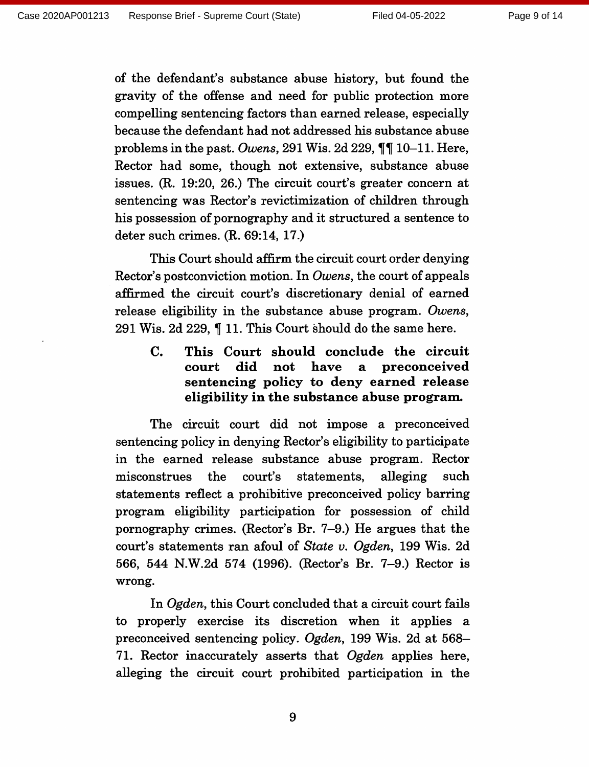of the defendant's substance abuse history, but found the gravity of the offense and need for public protection more compelling sentencing factors than earned release, especially because the defendant had not addressed his substance abuse problems in the past. *Owens*, 291 Wis. 2d 229, ¶¶ 10–11. Here, Rector had some, though not extensive, substance abuse issues. (R. 19:20, 26.) The circuit court's greater concern at sentencing was Rector's revictimization of children through his possession of pornography and it structured a sentence to deter such crimes. (R. 69:14, 17.)

This Court should affirm the circuit court order denying Rector's postconviction motion. In *Owens*, the court of appeals affirmed the circuit court's discretionary denial of earned release eligibility in the substance abuse program. *Owens*, 291 Wis. 2d 229, ¶ 11. This Court should do the same here.

### C. This Court should conclude the circuit court did not have a preconceived sentencing policy to deny earned release eligibility in the substance abuse program.

The circuit court did not impose a preconceived sentencing policy in denying Rector's eligibility to participate in the earned release substance abuse program. Rector misconstrues the court's statements, alleging such statements reflect a prohibitive preconceived policy barring program eligibility participation for possession of child pornography crimes. (Rector's Br. 7–9.) He argues that the court's statements ran afoul of *State v. Ogden*, 199 Wis. 2d 566, 544 N.W.2d 574 (1996). (Rector's Br. 7–9.) Rector is wrong.

In *Ogden*, this Court concluded that a circuit court fails to properly exercise its discretion when it applies a preconceived sentencing policy. *Ogden*, 199 Wis. 2d at 568–71. Rector inaccurately asserts that *Ogden* applies here, alleging the circuit court prohibited participation in the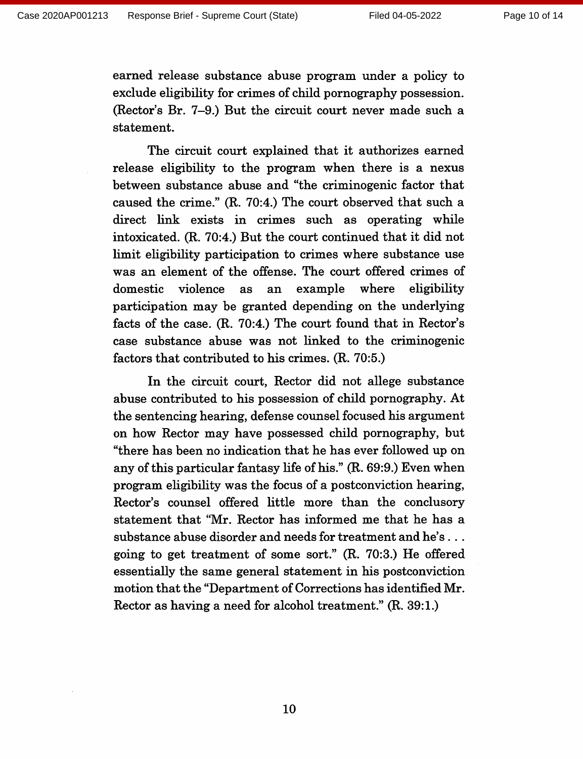earned release substance abuse program under a policy to exclude eligibility for crimes of child pornography possession. (Rector's Br. 7–9.) But the circuit court never made such a statement.

The circuit court explained that it authorizes earned release eligibility to the program when there is a nexus between substance abuse and "the criminogenic factor that caused the crime." (R. 70:4.) The court observed that such a direct link exists in crimes such as operating while intoxicated. (R. 70:4.) But the court continued that it did not limit eligibility participation to crimes where substance use was an element of the offense. The court offered crimes of domestic violence as an example where eligibility participation may be granted depending on the underlying facts of the case. (R. 70:4.) The court found that in Rector's case substance abuse was not linked to the criminogenic factors that contributed to his crimes. (R. 70:5.)

In the circuit court, Rector did not allege substance abuse contributed to his possession of child pornography. At the sentencing hearing, defense counsel focused his argument on how Rector may have possessed child pornography, but "there has been no indication that he has ever followed up on any of this particular fantasy life of his." (R. 69:9.) Even when program eligibility was the focus of a postconviction hearing, Rector's counsel offered little more than the conclusory statement that "Mr. Rector has informed me that he has a substance abuse disorder and needs for treatment and he's . . . going to get treatment of some sort." (R. 70:3.) He offered essentially the same general statement in his postconviction motion that the "Department of Corrections has identified Mr. Rector as having a need for alcohol treatment." (R. 39:1.)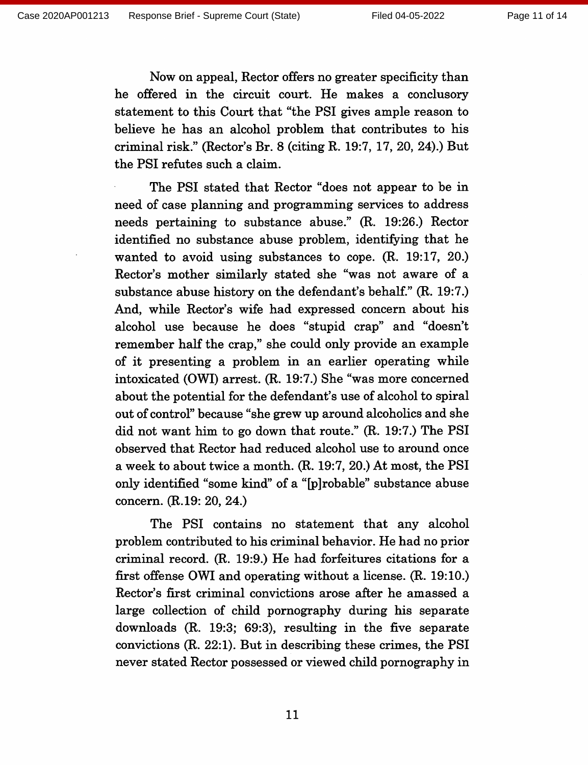Now on appeal, Rector offers no greater specificity than he offered in the circuit court. He makes a conclusory statement to this Court that "the PSI gives ample reason to believe he has an alcohol problem that contributes to his criminal risk." (Rector's Br. 8 (citing R. 19:7, 17, 20, 24).) But the PSI refutes such a claim.

The PSI stated that Rector "does not appear to be in need of case planning and programming services to address needs pertaining to substance abuse." (R. 19:26.) Rector identified no substance abuse problem, identifying that he wanted to avoid using substances to cope. (R. 19:17, 20.) Rector's mother similarly stated she "was not aware of a substance abuse history on the defendant's behalf." (R. 19:7.) And, while Rector's wife had expressed concern about his alcohol use because he does "stupid crap" and "doesn't remember half the crap," she could only provide an example of it presenting a problem in an earlier operating while intoxicated (OWI) arrest. (R. 19:7.) She "was more concerned about the potential for the defendant's use of alcohol to spiral out of control" because "she grew up around alcoholics and she did not want him to go down that route." (R. 19:7.) The PSI observed that Rector had reduced alcohol use to around once a week to about twice a month. (R. 19:7, 20.) At most, the PSI only identified "some kind" of a "[p]robable" substance abuse concern. (R.19: 20, 24.)

The PSI contains no statement that any alcohol problem contributed to his criminal behavior. He had no prior criminal record. (R. 19:9.) He had forfeitures citations for a first offense OWI and operating without a license. (R. 19:10.) Rector's first criminal convictions arose after he amassed a large collection of child pornography during his separate downloads (R. 19:3; 69:3), resulting in the five separate convictions (R. 22:1). But in describing these crimes, the PSI never stated Rector possessed or viewed child pornography in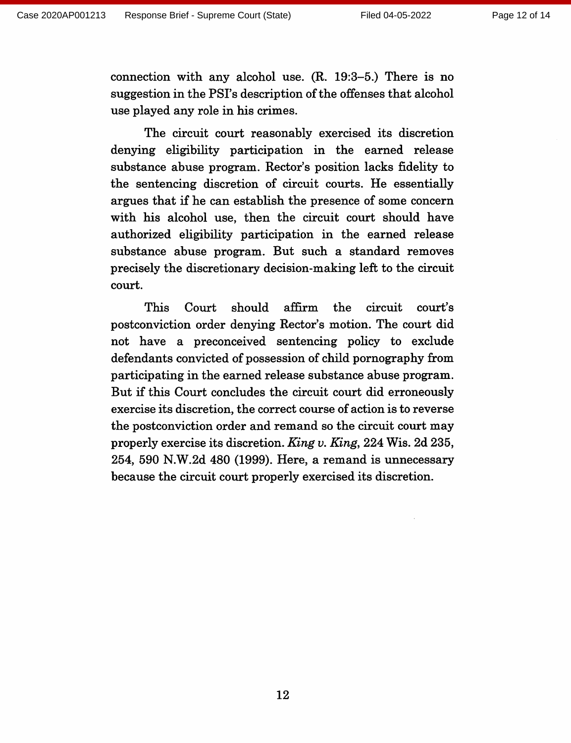connection with any alcohol use. (R. 19:3–5.) There is no suggestion in the PSI's description of the offenses that alcohol use played any role in his crimes.

The circuit court reasonably exercised its discretion denying eligibility participation in the earned release substance abuse program. Rector's position lacks fidelity to the sentencing discretion of circuit courts. He essentially argues that if he can establish the presence of some concern with his alcohol use, then the circuit court should have authorized eligibility participation in the earned release substance abuse program. But such a standard removes precisely the discretionary decision-making left to the circuit court.

This Court should affirm the circuit court's postconviction order denying Rector's motion. The court did not have a preconceived sentencing policy to exclude defendants convicted of possession of child pornography from participating in the earned release substance abuse program. But if this Court concludes the circuit court did erroneously exercise its discretion, the correct course of action is to reverse the postconviction order and remand so the circuit court may properly exercise its discretion. *King v. King*, 224 Wis. 2d 235, 254, 590 N.W.2d 480 (1999). Here, a remand is unnecessary because the circuit court properly exercised its discretion.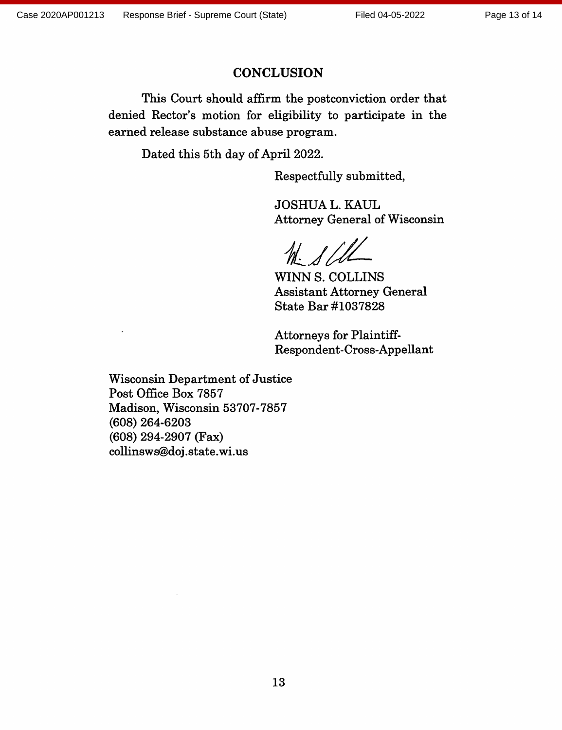## CONCLUSION

This Court should affirm the postconviction order that denied Rector's motion for eligibility to participate in the earned release substance abuse program.

Dated this 5th day of April 2022.

Respectfully submitted,

JOSHUA L. KAUL
Attorney General of Wisconsin

WINN S. COLLINS
Assistant Attorney General
State Bar #1037828

Attorneys for Plaintiff-Respondent-Cross-Appellant

Wisconsin Department of Justice
Post Office Box 7857
Madison, Wisconsin 53707-7857
(608) 264-6203
(608) 294-2907 (Fax)
collinsws@doj.state.wi.us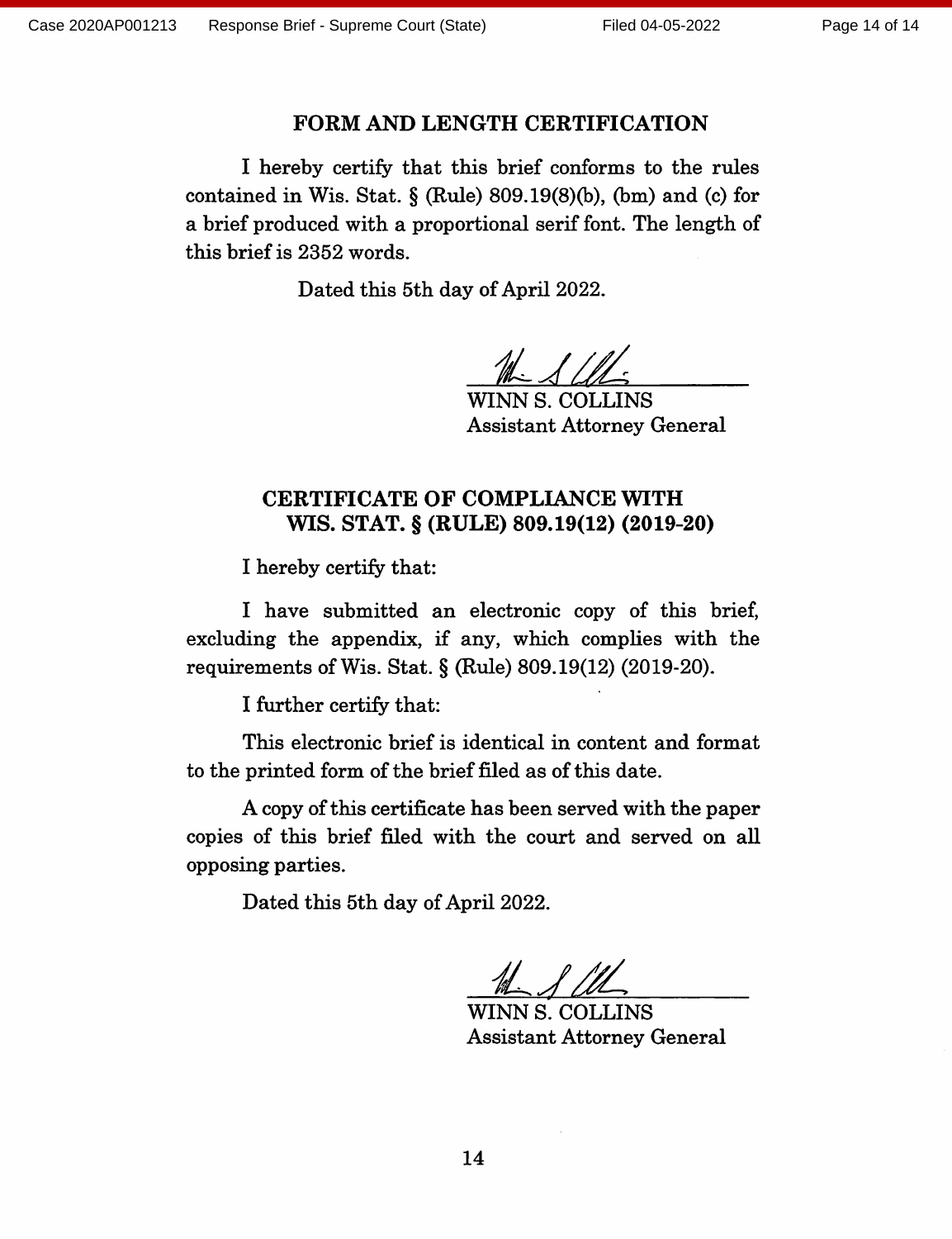## FORM AND LENGTH CERTIFICATION

I hereby certify that this brief conforms to the rules contained in Wis. Stat. § (Rule) 809.19(8)(b), (bm) and (c) for a brief produced with a proportional serif font. The length of this brief is 2352 words.

Dated this 5th day of April 2022.

WINN S. COLLINS
Assistant Attorney General

## CERTIFICATE OF COMPLIANCE WITH WIS. STAT. § (RULE) 809.19(12) (2019-20)

I hereby certify that:

I have submitted an electronic copy of this brief, excluding the appendix, if any, which complies with the requirements of Wis. Stat. § (Rule) 809.19(12) (2019-20).

I further certify that:

This electronic brief is identical in content and format to the printed form of the brief filed as of this date.

A copy of this certificate has been served with the paper copies of this brief filed with the court and served on all opposing parties.

Dated this 5th day of April 2022.

WINN S. COLLINS
Assistant Attorney General